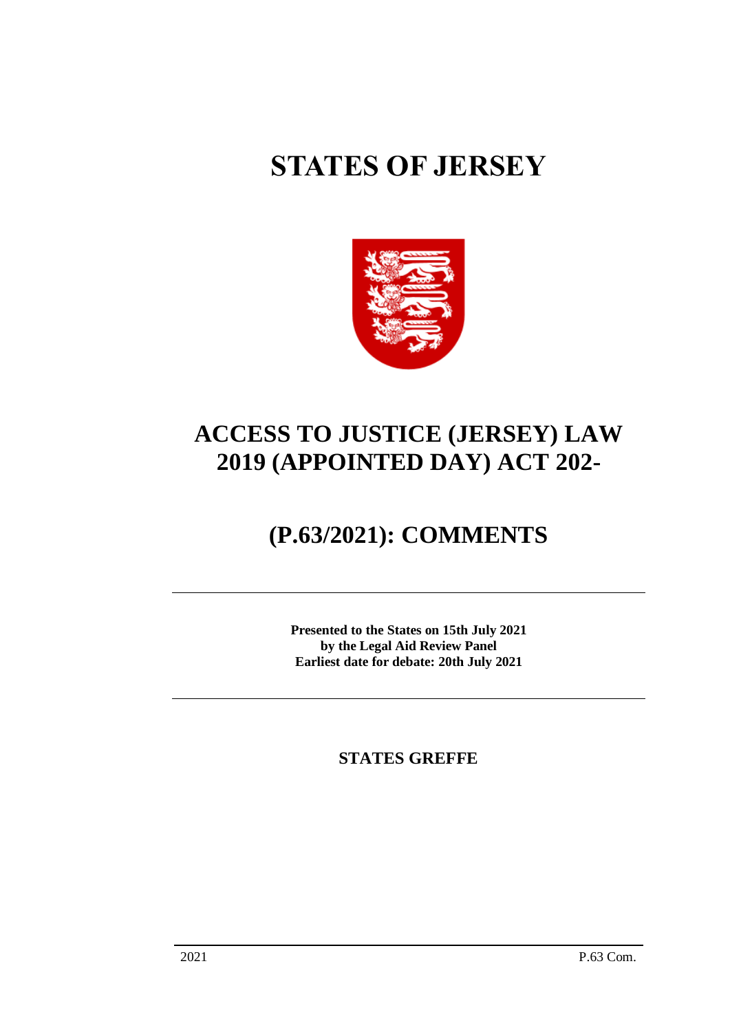# STATES OF JERSEY

## ACCESS TO JUSTICE (JERSEY) LAW 2019 (APPOINTED DAY) ACT 202-

## (P.63/2021): COMMENTS

---

**Presented to the States on 15th July 2021**
**by the Legal Aid Review Panel**
**Earliest date for debate: 20th July 2021**

---

**STATES GREFFE**

2021 P.63 Com.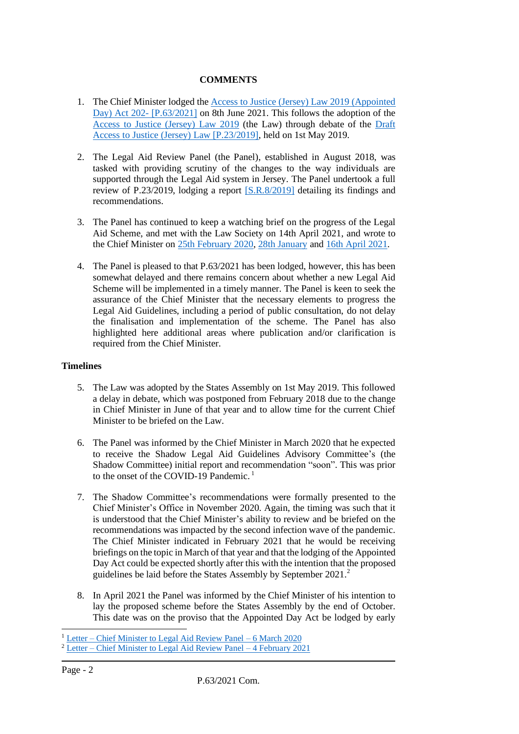**COMMENTS**

1. The Chief Minister lodged the [Access to Justice (Jersey) Law 2019 (Appointed Day) Act 202- [P.63/2021]] on 8th June 2021. This follows the adoption of the [Access to Justice (Jersey) Law 2019] (the Law) through debate of the [Draft Access to Justice (Jersey) Law [P.23/2019]], held on 1st May 2019.

2. The Legal Aid Review Panel (the Panel), established in August 2018, was tasked with providing scrutiny of the changes to the way individuals are supported through the Legal Aid system in Jersey. The Panel undertook a full review of P.23/2019, lodging a report [S.R.8/2019] detailing its findings and recommendations.

3. The Panel has continued to keep a watching brief on the progress of the Legal Aid Scheme, and met with the Law Society on 14th April 2021, and wrote to the Chief Minister on 25th February 2020, 28th January and 16th April 2021.

4. The Panel is pleased to that P.63/2021 has been lodged, however, this has been somewhat delayed and there remains concern about whether a new Legal Aid Scheme will be implemented in a timely manner. The Panel is keen to seek the assurance of the Chief Minister that the necessary elements to progress the Legal Aid Guidelines, including a period of public consultation, do not delay the finalisation and implementation of the scheme. The Panel has also highlighted here additional areas where publication and/or clarification is required from the Chief Minister.

## Timelines

5. The Law was adopted by the States Assembly on 1st May 2019. This followed a delay in debate, which was postponed from February 2018 due to the change in Chief Minister in June of that year and to allow time for the current Chief Minister to be briefed on the Law.

6. The Panel was informed by the Chief Minister in March 2020 that he expected to receive the Shadow Legal Aid Guidelines Advisory Committee's (the Shadow Committee) initial report and recommendation "soon". This was prior to the onset of the COVID-19 Pandemic.[1]

7. The Shadow Committee's recommendations were formally presented to the Chief Minister's Office in November 2020. Again, the timing was such that it is understood that the Chief Minister's ability to review and be briefed on the recommendations was impacted by the second infection wave of the pandemic. The Chief Minister indicated in February 2021 that he would be receiving briefings on the topic in March of that year and that the lodging of the Appointed Day Act could be expected shortly after this with the intention that the proposed guidelines be laid before the States Assembly by September 2021.[2]

8. In April 2021 the Panel was informed by the Chief Minister of his intention to lay the proposed scheme before the States Assembly by the end of October. This date was on the proviso that the Appointed Day Act be lodged by early

---

[1] Letter – Chief Minister to Legal Aid Review Panel – 6 March 2020

[2] Letter – Chief Minister to Legal Aid Review Panel – 4 February 2021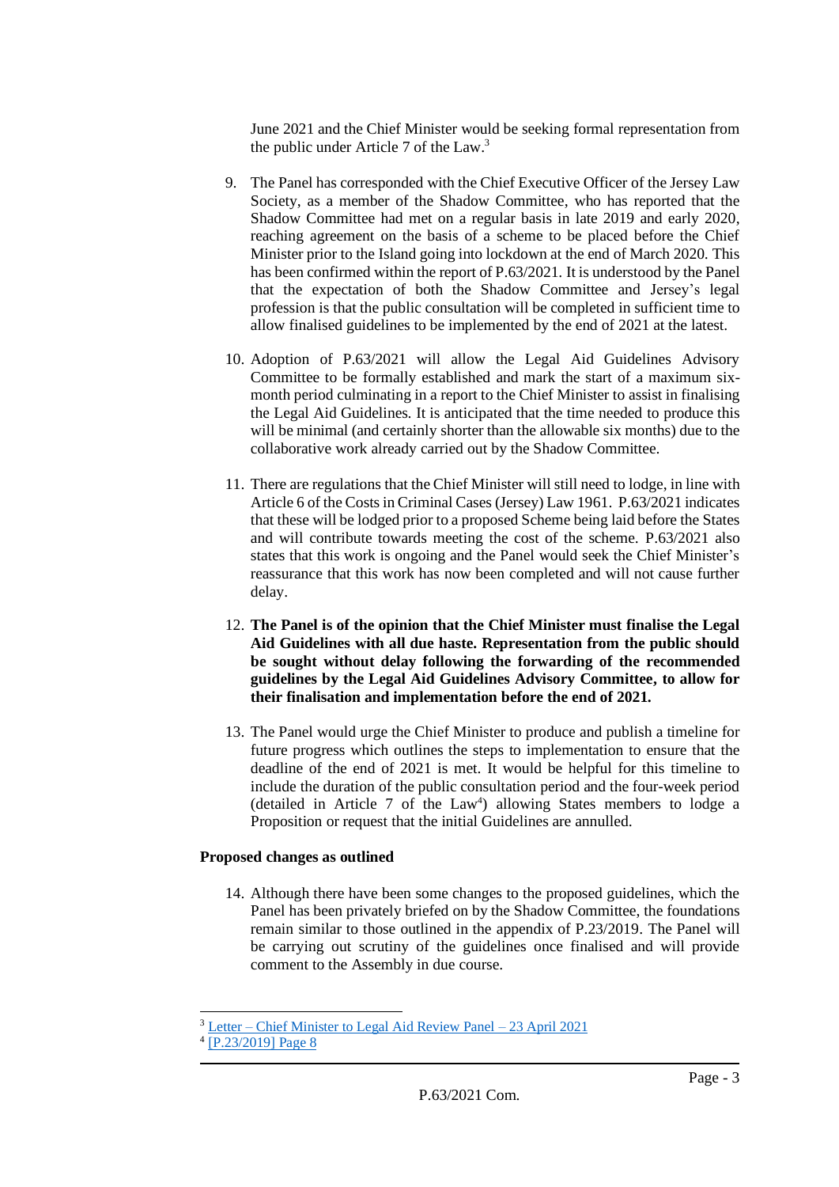June 2021 and the Chief Minister would be seeking formal representation from the public under Article 7 of the Law.[3]

9. The Panel has corresponded with the Chief Executive Officer of the Jersey Law Society, as a member of the Shadow Committee, who has reported that the Shadow Committee had met on a regular basis in late 2019 and early 2020, reaching agreement on the basis of a scheme to be placed before the Chief Minister prior to the Island going into lockdown at the end of March 2020. This has been confirmed within the report of P.63/2021. It is understood by the Panel that the expectation of both the Shadow Committee and Jersey's legal profession is that the public consultation will be completed in sufficient time to allow finalised guidelines to be implemented by the end of 2021 at the latest.

10. Adoption of P.63/2021 will allow the Legal Aid Guidelines Advisory Committee to be formally established and mark the start of a maximum six-month period culminating in a report to the Chief Minister to assist in finalising the Legal Aid Guidelines. It is anticipated that the time needed to produce this will be minimal (and certainly shorter than the allowable six months) due to the collaborative work already carried out by the Shadow Committee.

11. There are regulations that the Chief Minister will still need to lodge, in line with Article 6 of the Costs in Criminal Cases (Jersey) Law 1961. P.63/2021 indicates that these will be lodged prior to a proposed Scheme being laid before the States and will contribute towards meeting the cost of the scheme. P.63/2021 also states that this work is ongoing and the Panel would seek the Chief Minister's reassurance that this work has now been completed and will not cause further delay.

12. **The Panel is of the opinion that the Chief Minister must finalise the Legal Aid Guidelines with all due haste. Representation from the public should be sought without delay following the forwarding of the recommended guidelines by the Legal Aid Guidelines Advisory Committee, to allow for their finalisation and implementation before the end of 2021.**

13. The Panel would urge the Chief Minister to produce and publish a timeline for future progress which outlines the steps to implementation to ensure that the deadline of the end of 2021 is met. It would be helpful for this timeline to include the duration of the public consultation period and the four-week period (detailed in Article 7 of the Law[4]) allowing States members to lodge a Proposition or request that the initial Guidelines are annulled.

**Proposed changes as outlined**

14. Although there have been some changes to the proposed guidelines, which the Panel has been privately briefed on by the Shadow Committee, the foundations remain similar to those outlined in the appendix of P.23/2019. The Panel will be carrying out scrutiny of the guidelines once finalised and will provide comment to the Assembly in due course.

[3] Letter – Chief Minister to Legal Aid Review Panel – 23 April 2021

[4] [P.23/2019] Page 8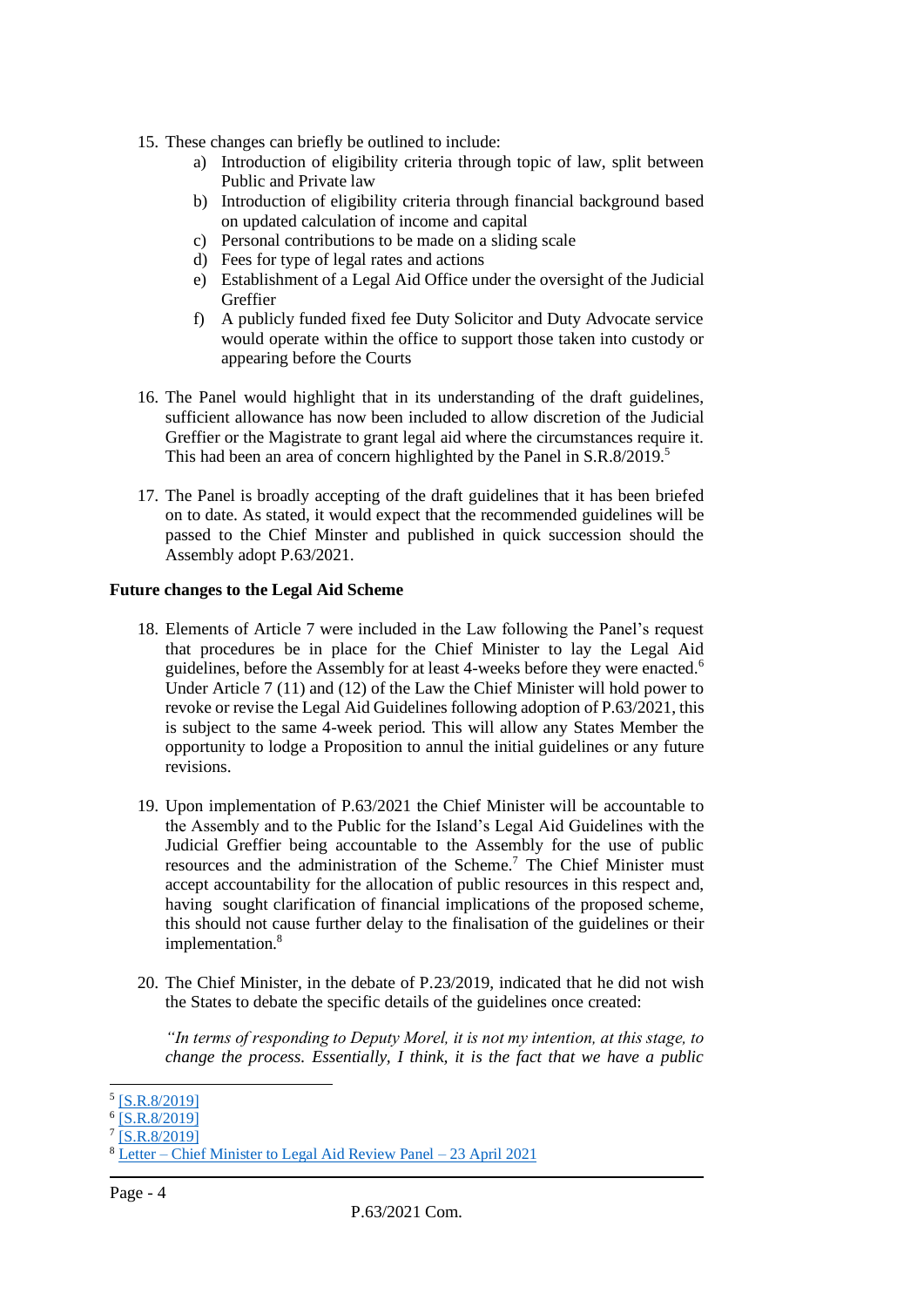15. These changes can briefly be outlined to include:
    a) Introduction of eligibility criteria through topic of law, split between Public and Private law
    b) Introduction of eligibility criteria through financial background based on updated calculation of income and capital
    c) Personal contributions to be made on a sliding scale
    d) Fees for type of legal rates and actions
    e) Establishment of a Legal Aid Office under the oversight of the Judicial Greffier
    f) A publicly funded fixed fee Duty Solicitor and Duty Advocate service would operate within the office to support those taken into custody or appearing before the Courts

16. The Panel would highlight that in its understanding of the draft guidelines, sufficient allowance has now been included to allow discretion of the Judicial Greffier or the Magistrate to grant legal aid where the circumstances require it. This had been an area of concern highlighted by the Panel in S.R.8/2019.[5]

17. The Panel is broadly accepting of the draft guidelines that it has been briefed on to date. As stated, it would expect that the recommended guidelines will be passed to the Chief Minster and published in quick succession should the Assembly adopt P.63/2021.

**Future changes to the Legal Aid Scheme**

18. Elements of Article 7 were included in the Law following the Panel's request that procedures be in place for the Chief Minister to lay the Legal Aid guidelines, before the Assembly for at least 4-weeks before they were enacted.[6] Under Article 7 (11) and (12) of the Law the Chief Minister will hold power to revoke or revise the Legal Aid Guidelines following adoption of P.63/2021, this is subject to the same 4-week period. This will allow any States Member the opportunity to lodge a Proposition to annul the initial guidelines or any future revisions.

19. Upon implementation of P.63/2021 the Chief Minister will be accountable to the Assembly and to the Public for the Island's Legal Aid Guidelines with the Judicial Greffier being accountable to the Assembly for the use of public resources and the administration of the Scheme.[7] The Chief Minister must accept accountability for the allocation of public resources in this respect and, having sought clarification of financial implications of the proposed scheme, this should not cause further delay to the finalisation of the guidelines or their implementation.[8]

20. The Chief Minister, in the debate of P.23/2019, indicated that he did not wish the States to debate the specific details of the guidelines once created:

    *"In terms of responding to Deputy Morel, it is not my intention, at this stage, to change the process. Essentially, I think, it is the fact that we have a public*

---

[5] [S.R.8/2019]
[6] [S.R.8/2019]
[7] [S.R.8/2019]
[8] Letter – Chief Minister to Legal Aid Review Panel – 23 April 2021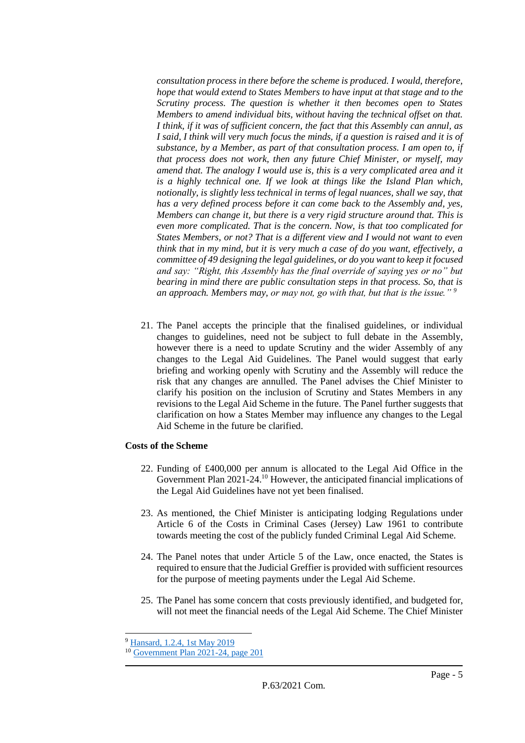*consultation process in there before the scheme is produced. I would, therefore, hope that would extend to States Members to have input at that stage and to the Scrutiny process. The question is whether it then becomes open to States Members to amend individual bits, without having the technical offset on that. I think, if it was of sufficient concern, the fact that this Assembly can annul, as I said, I think will very much focus the minds, if a question is raised and it is of substance, by a Member, as part of that consultation process. I am open to, if that process does not work, then any future Chief Minister, or myself, may amend that. The analogy I would use is, this is a very complicated area and it is a highly technical one. If we look at things like the Island Plan which, notionally, is slightly less technical in terms of legal nuances, shall we say, that has a very defined process before it can come back to the Assembly and, yes, Members can change it, but there is a very rigid structure around that. This is even more complicated. That is the concern. Now, is that too complicated for States Members, or not? That is a different view and I would not want to even think that in my mind, but it is very much a case of do you want, effectively, a committee of 49 designing the legal guidelines, or do you want to keep it focused and say: "Right, this Assembly has the final override of saying yes or no" but bearing in mind there are public consultation steps in that process. So, that is an approach. Members may, or may not, go with that, but that is the issue."* [9]

21. The Panel accepts the principle that the finalised guidelines, or individual changes to guidelines, need not be subject to full debate in the Assembly, however there is a need to update Scrutiny and the wider Assembly of any changes to the Legal Aid Guidelines. The Panel would suggest that early briefing and working openly with Scrutiny and the Assembly will reduce the risk that any changes are annulled. The Panel advises the Chief Minister to clarify his position on the inclusion of Scrutiny and States Members in any revisions to the Legal Aid Scheme in the future. The Panel further suggests that clarification on how a States Member may influence any changes to the Legal Aid Scheme in the future be clarified.

**Costs of the Scheme**

22. Funding of £400,000 per annum is allocated to the Legal Aid Office in the Government Plan 2021-24.[10] However, the anticipated financial implications of the Legal Aid Guidelines have not yet been finalised.

23. As mentioned, the Chief Minister is anticipating lodging Regulations under Article 6 of the Costs in Criminal Cases (Jersey) Law 1961 to contribute towards meeting the cost of the publicly funded Criminal Legal Aid Scheme.

24. The Panel notes that under Article 5 of the Law, once enacted, the States is required to ensure that the Judicial Greffier is provided with sufficient resources for the purpose of meeting payments under the Legal Aid Scheme.

25. The Panel has some concern that costs previously identified, and budgeted for, will not meet the financial needs of the Legal Aid Scheme. The Chief Minister

---

[9] Hansard, 1.2.4, 1st May 2019

[10] Government Plan 2021-24, page 201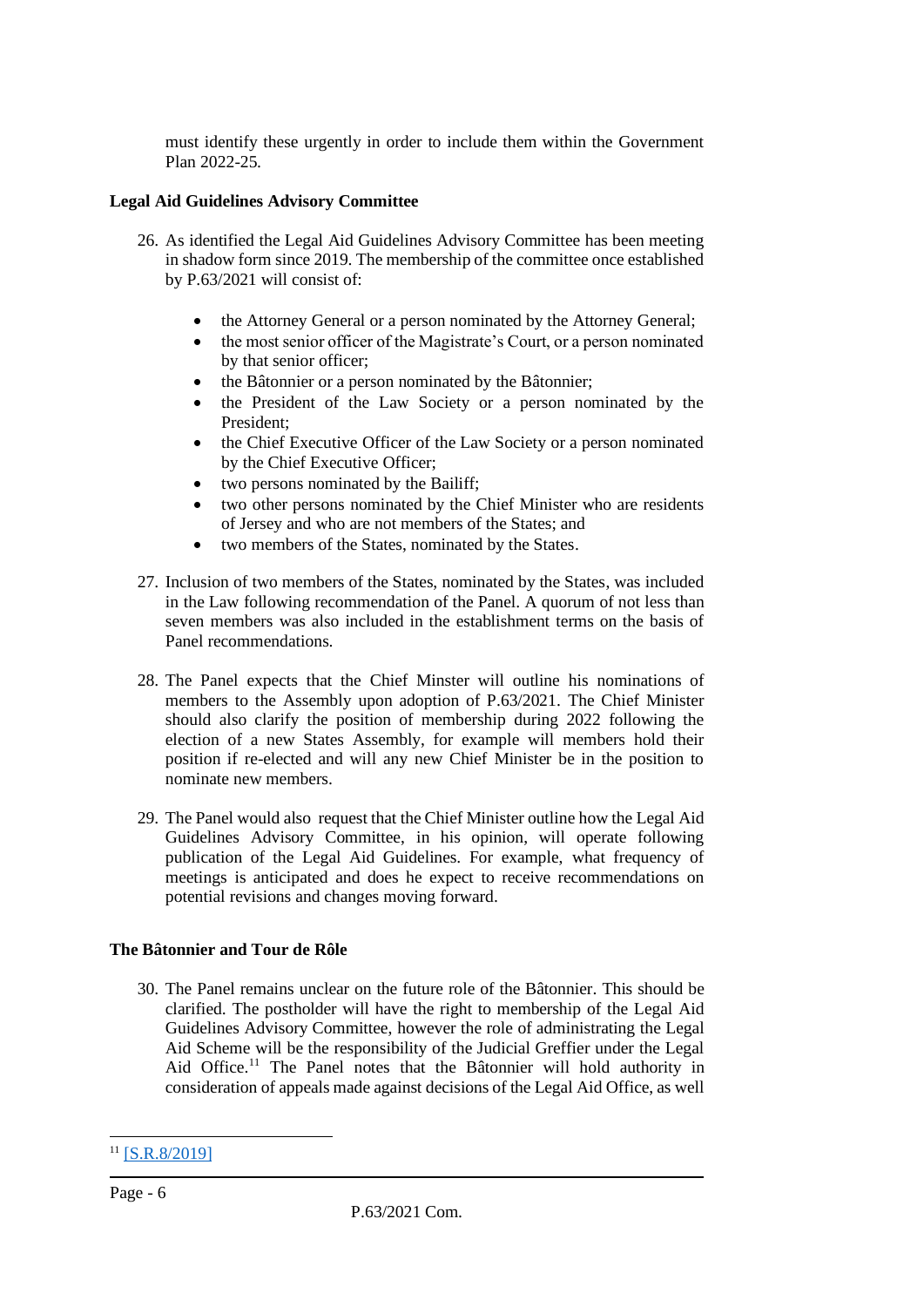must identify these urgently in order to include them within the Government Plan 2022-25.

**Legal Aid Guidelines Advisory Committee**

26. As identified the Legal Aid Guidelines Advisory Committee has been meeting in shadow form since 2019. The membership of the committee once established by P.63/2021 will consist of:

    - the Attorney General or a person nominated by the Attorney General;
    - the most senior officer of the Magistrate's Court, or a person nominated by that senior officer;
    - the Bâtonnier or a person nominated by the Bâtonnier;
    - the President of the Law Society or a person nominated by the President;
    - the Chief Executive Officer of the Law Society or a person nominated by the Chief Executive Officer;
    - two persons nominated by the Bailiff;
    - two other persons nominated by the Chief Minister who are residents of Jersey and who are not members of the States; and
    - two members of the States, nominated by the States.

27. Inclusion of two members of the States, nominated by the States, was included in the Law following recommendation of the Panel. A quorum of not less than seven members was also included in the establishment terms on the basis of Panel recommendations.

28. The Panel expects that the Chief Minster will outline his nominations of members to the Assembly upon adoption of P.63/2021. The Chief Minister should also clarify the position of membership during 2022 following the election of a new States Assembly, for example will members hold their position if re-elected and will any new Chief Minister be in the position to nominate new members.

29. The Panel would also request that the Chief Minister outline how the Legal Aid Guidelines Advisory Committee, in his opinion, will operate following publication of the Legal Aid Guidelines. For example, what frequency of meetings is anticipated and does he expect to receive recommendations on potential revisions and changes moving forward.

**The Bâtonnier and Tour de Rôle**

30. The Panel remains unclear on the future role of the Bâtonnier. This should be clarified. The postholder will have the right to membership of the Legal Aid Guidelines Advisory Committee, however the role of administrating the Legal Aid Scheme will be the responsibility of the Judicial Greffier under the Legal Aid Office.[11] The Panel notes that the Bâtonnier will hold authority in consideration of appeals made against decisions of the Legal Aid Office, as well

[11] [S.R.8/2019]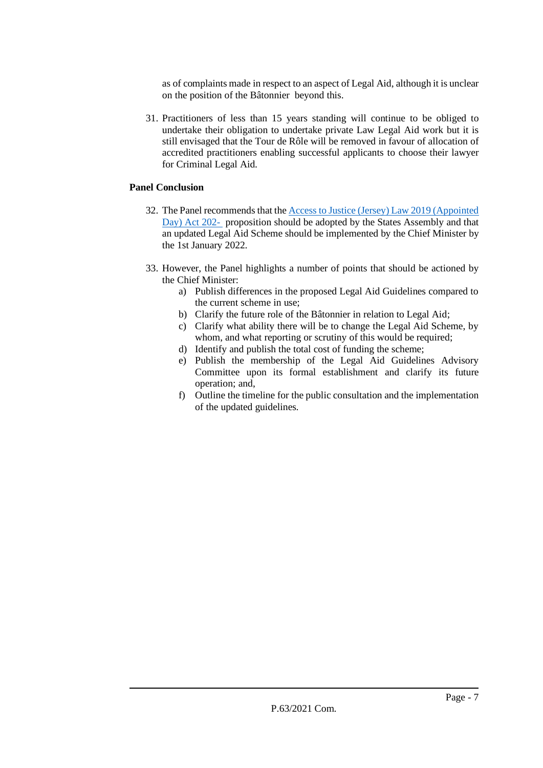as of complaints made in respect to an aspect of Legal Aid, although it is unclear on the position of the Bâtonnier beyond this.

31. Practitioners of less than 15 years standing will continue to be obliged to undertake their obligation to undertake private Law Legal Aid work but it is still envisaged that the Tour de Rôle will be removed in favour of allocation of accredited practitioners enabling successful applicants to choose their lawyer for Criminal Legal Aid.

**Panel Conclusion**

32. The Panel recommends that the Access to Justice (Jersey) Law 2019 (Appointed Day) Act 202- proposition should be adopted by the States Assembly and that an updated Legal Aid Scheme should be implemented by the Chief Minister by the 1st January 2022.

33. However, the Panel highlights a number of points that should be actioned by the Chief Minister:
    a) Publish differences in the proposed Legal Aid Guidelines compared to the current scheme in use;
    b) Clarify the future role of the Bâtonnier in relation to Legal Aid;
    c) Clarify what ability there will be to change the Legal Aid Scheme, by whom, and what reporting or scrutiny of this would be required;
    d) Identify and publish the total cost of funding the scheme;
    e) Publish the membership of the Legal Aid Guidelines Advisory Committee upon its formal establishment and clarify its future operation; and,
    f) Outline the timeline for the public consultation and the implementation of the updated guidelines.